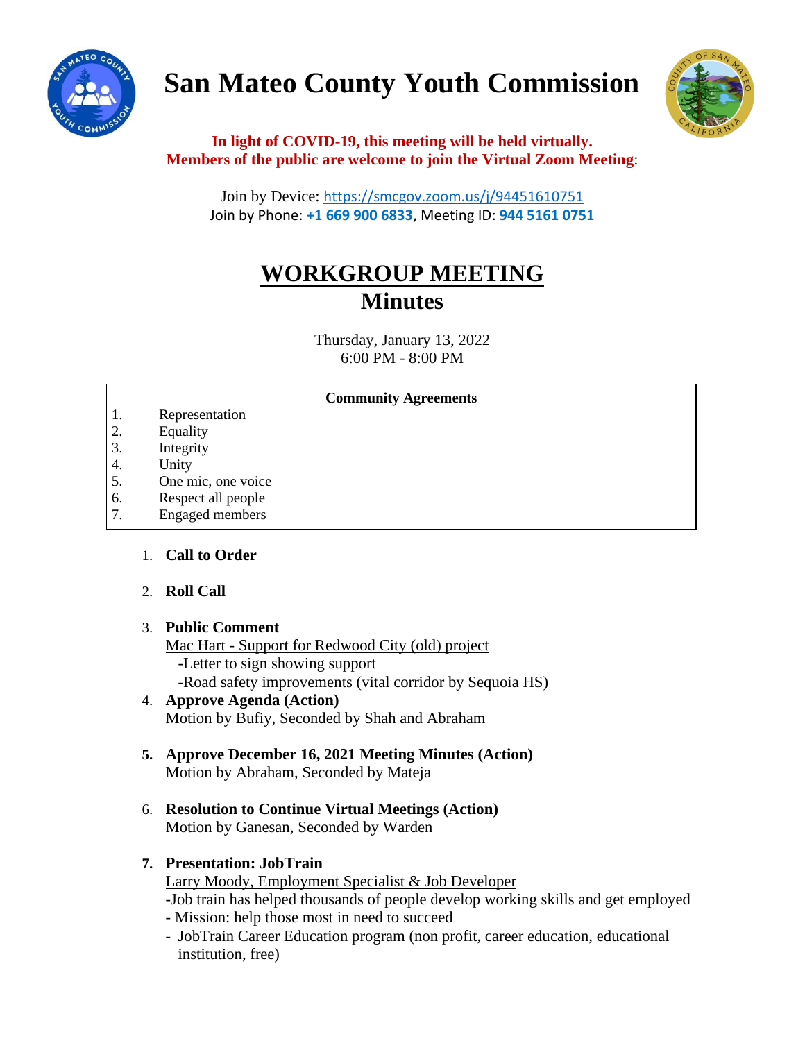# San Mateo County Youth Commission

**In light of COVID-19, this meeting will be held virtually.**
**Members of the public are welcome to join the Virtual Zoom Meeting**:

Join by Device: https://smcgov.zoom.us/j/94451610751
Join by Phone: **+1 669 900 6833**, Meeting ID: **944 5161 0751**

## WORKGROUP MEETING
## Minutes

Thursday, January 13, 2022
6:00 PM - 8:00 PM

**Community Agreements**

1. Representation
2. Equality
3. Integrity
4. Unity
5. One mic, one voice
6. Respect all people
7. Engaged members

1. **Call to Order**

2. **Roll Call**

3. **Public Comment**
   Mac Hart - Support for Redwood City (old) project
   -Letter to sign showing support
   -Road safety improvements (vital corridor by Sequoia HS)

4. **Approve Agenda (Action)**
   Motion by Bufiy, Seconded by Shah and Abraham

5. **Approve December 16, 2021 Meeting Minutes (Action)**
   Motion by Abraham, Seconded by Mateja

6. **Resolution to Continue Virtual Meetings (Action)**
   Motion by Ganesan, Seconded by Warden

7. **Presentation: JobTrain**
   Larry Moody, Employment Specialist & Job Developer
   -Job train has helped thousands of people develop working skills and get employed
   - Mission: help those most in need to succeed
   - JobTrain Career Education program (non profit, career education, educational institution, free)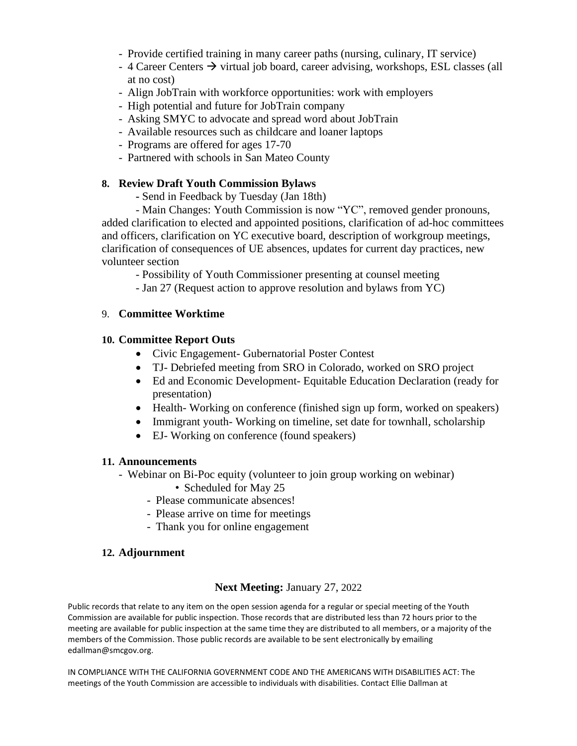- Provide certified training in many career paths (nursing, culinary, IT service)
- 4 Career Centers → virtual job board, career advising, workshops, ESL classes (all at no cost)
- Align JobTrain with workforce opportunities: work with employers
- High potential and future for JobTrain company
- Asking SMYC to advocate and spread word about JobTrain
- Available resources such as childcare and loaner laptops
- Programs are offered for ages 17-70
- Partnered with schools in San Mateo County

**8. Review Draft Youth Commission Bylaws**

- Send in Feedback by Tuesday (Jan 18th)
- Main Changes: Youth Commission is now "YC", removed gender pronouns, added clarification to elected and appointed positions, clarification of ad-hoc committees and officers, clarification on YC executive board, description of workgroup meetings, clarification of consequences of UE absences, updates for current day practices, new volunteer section
- Possibility of Youth Commissioner presenting at counsel meeting
- Jan 27 (Request action to approve resolution and bylaws from YC)

9. **Committee Worktime**

**10. Committee Report Outs**

- Civic Engagement- Gubernatorial Poster Contest
- TJ- Debriefed meeting from SRO in Colorado, worked on SRO project
- Ed and Economic Development- Equitable Education Declaration (ready for presentation)
- Health- Working on conference (finished sign up form, worked on speakers)
- Immigrant youth- Working on timeline, set date for townhall, scholarship
- EJ- Working on conference (found speakers)

**11. Announcements**

- Webinar on Bi-Poc equity (volunteer to join group working on webinar)
  - Scheduled for May 25
- Please communicate absences!
- Please arrive on time for meetings
- Thank you for online engagement

**12. Adjournment**

**Next Meeting:** January 27, 2022

Public records that relate to any item on the open session agenda for a regular or special meeting of the Youth Commission are available for public inspection. Those records that are distributed less than 72 hours prior to the meeting are available for public inspection at the same time they are distributed to all members, or a majority of the members of the Commission. Those public records are available to be sent electronically by emailing edallman@smcgov.org.

IN COMPLIANCE WITH THE CALIFORNIA GOVERNMENT CODE AND THE AMERICANS WITH DISABILITIES ACT: The meetings of the Youth Commission are accessible to individuals with disabilities. Contact Ellie Dallman at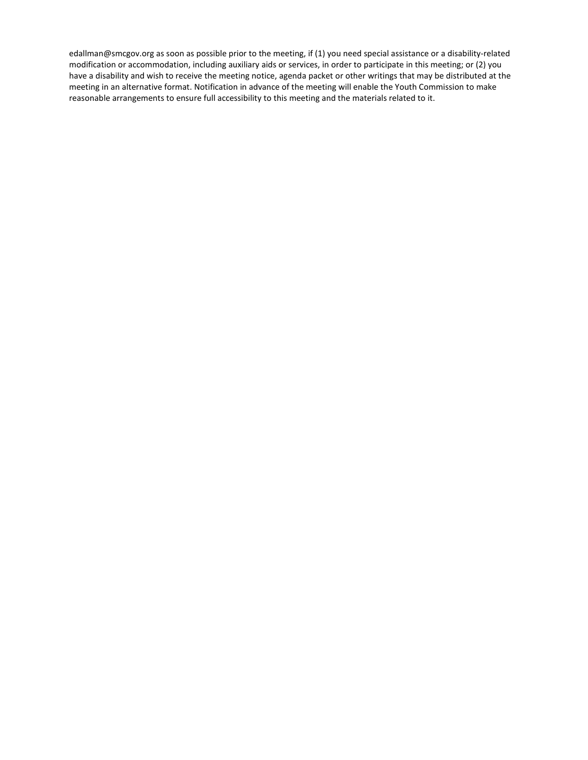edallman@smcgov.org as soon as possible prior to the meeting, if (1) you need special assistance or a disability-related modification or accommodation, including auxiliary aids or services, in order to participate in this meeting; or (2) you have a disability and wish to receive the meeting notice, agenda packet or other writings that may be distributed at the meeting in an alternative format. Notification in advance of the meeting will enable the Youth Commission to make reasonable arrangements to ensure full accessibility to this meeting and the materials related to it.